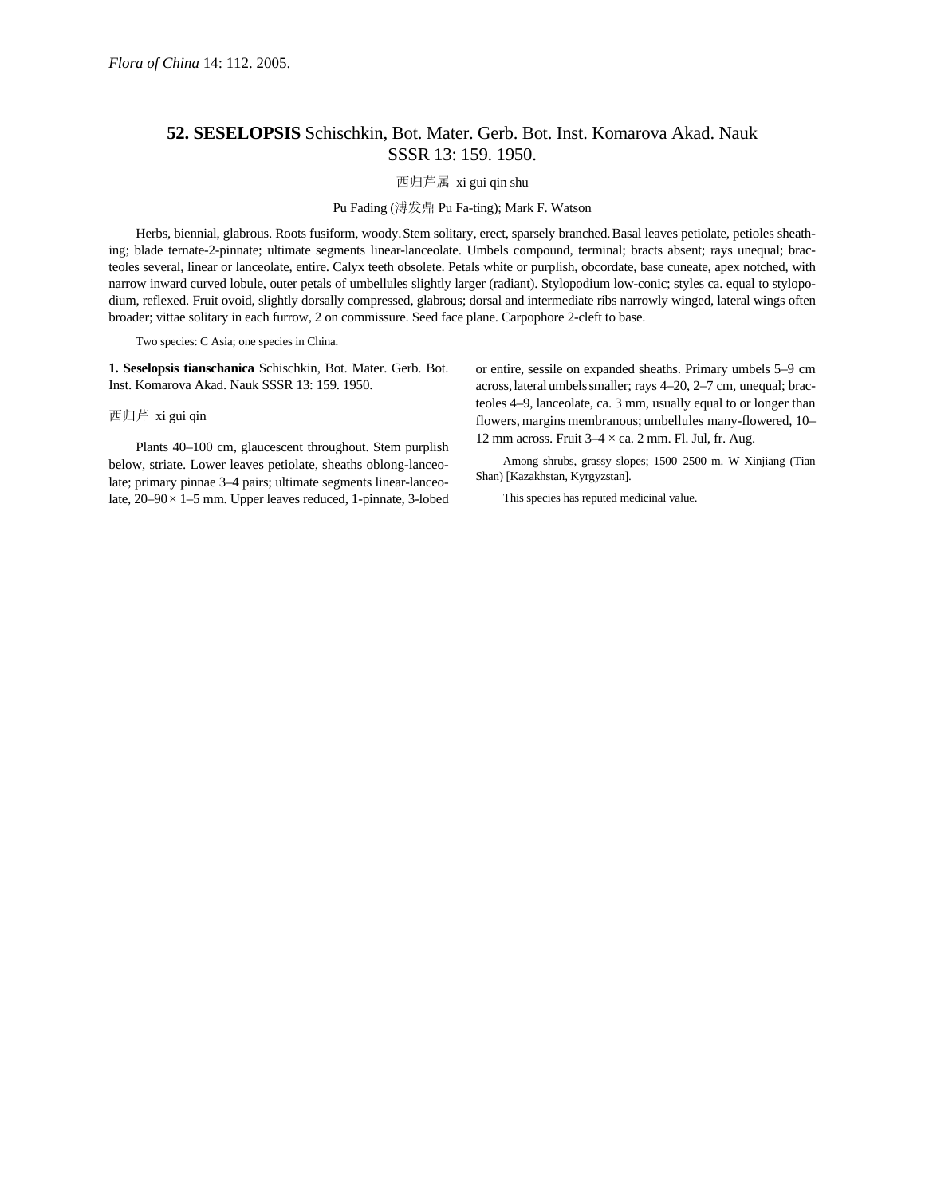# 52. SESELOPSIS Schischkin, Bot. Mater. Gerb. Bot. Inst. Komarova Akad. Nauk SSSR 13: 159. 1950.

西归芹属 xi gui qin shu

Pu Fading (溥发鼎 Pu Fa-ting); Mark F. Watson

Herbs, biennial, glabrous. Roots fusiform, woody. Stem solitary, erect, sparsely branched. Basal leaves petiolate, petioles sheathing; blade ternate-2-pinnate; ultimate segments linear-lanceolate. Umbels compound, terminal; bracts absent; rays unequal; bracteoles several, linear or lanceolate, entire. Calyx teeth obsolete. Petals white or purplish, obcordate, base cuneate, apex notched, with narrow inward curved lobule, outer petals of umbellules slightly larger (radiant). Stylopodium low-conic; styles ca. equal to stylopodium, reflexed. Fruit ovoid, slightly dorsally compressed, glabrous; dorsal and intermediate ribs narrowly winged, lateral wings often broader; vittae solitary in each furrow, 2 on commissure. Seed face plane. Carpophore 2-cleft to base.

Two species: C Asia; one species in China.

**1. Seselopsis tianschanica** Schischkin, Bot. Mater. Gerb. Bot. Inst. Komarova Akad. Nauk SSSR 13: 159. 1950.

西归芹 xi gui qin

Plants 40–100 cm, glaucescent throughout. Stem purplish below, striate. Lower leaves petiolate, sheaths oblong-lanceolate; primary pinnae 3–4 pairs; ultimate segments linear-lanceolate, 20–90 × 1–5 mm. Upper leaves reduced, 1-pinnate, 3-lobed or entire, sessile on expanded sheaths. Primary umbels 5–9 cm across, lateral umbels smaller; rays 4–20, 2–7 cm, unequal; bracteoles 4–9, lanceolate, ca. 3 mm, usually equal to or longer than flowers, margins membranous; umbellules many-flowered, 10–12 mm across. Fruit 3–4 × ca. 2 mm. Fl. Jul, fr. Aug.

Among shrubs, grassy slopes; 1500–2500 m. W Xinjiang (Tian Shan) [Kazakhstan, Kyrgyzstan].

This species has reputed medicinal value.